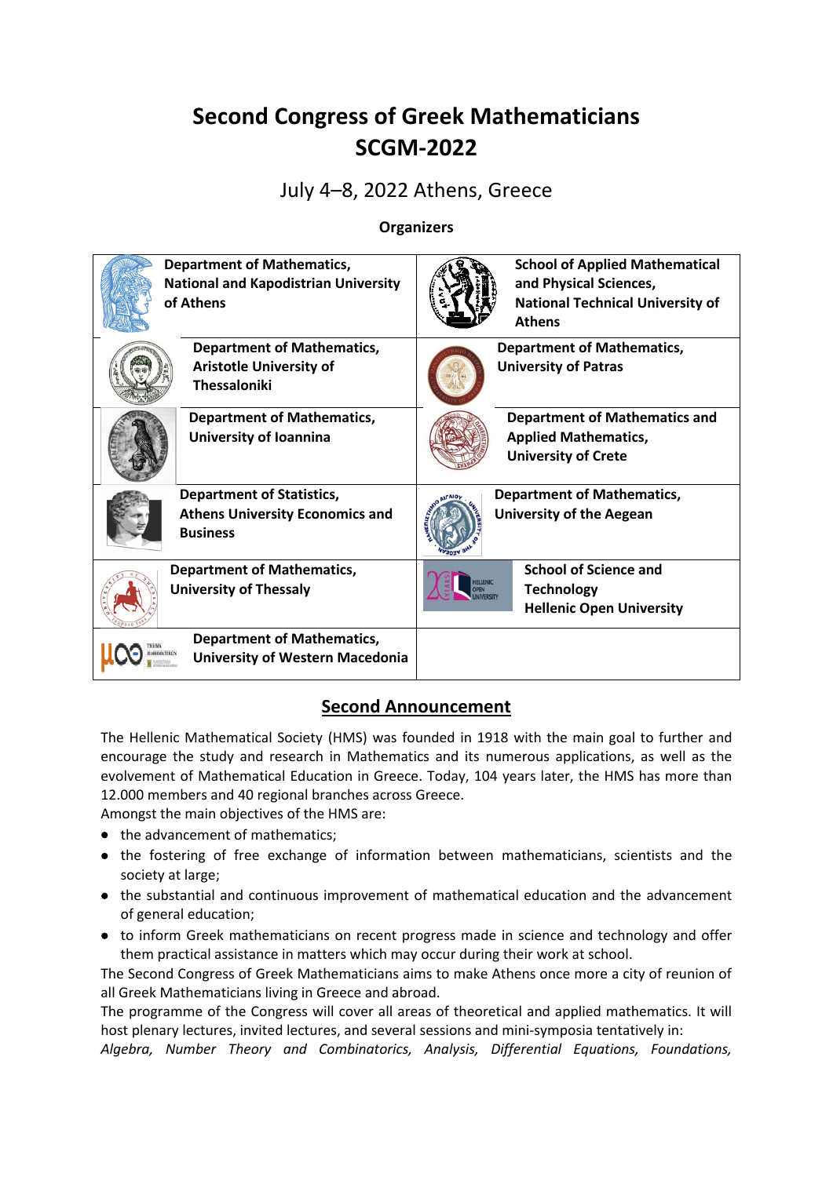# Second Congress of Greek Mathematicians
# SCGM-2022

July 4–8, 2022 Athens, Greece

**Organizers**

| | |
|---|---|
| **Department of Mathematics, National and Kapodistrian University of Athens** | **School of Applied Mathematical and Physical Sciences, National Technical University of Athens** |
| **Department of Mathematics, Aristotle University of Thessaloniki** | **Department of Mathematics, University of Patras** |
| **Department of Mathematics, University of Ioannina** | **Department of Mathematics and Applied Mathematics, University of Crete** |
| **Department of Statistics, Athens University Economics and Business** | **Department of Mathematics, University of the Aegean** |
| **Department of Mathematics, University of Thessaly** | **School of Science and Technology Hellenic Open University** |
| **Department of Mathematics, University of Western Macedonia** | |

## Second Announcement

The Hellenic Mathematical Society (HMS) was founded in 1918 with the main goal to further and encourage the study and research in Mathematics and its numerous applications, as well as the evolvement of Mathematical Education in Greece. Today, 104 years later, the HMS has more than 12.000 members and 40 regional branches across Greece.

Amongst the main objectives of the HMS are:

- the advancement of mathematics;
- the fostering of free exchange of information between mathematicians, scientists and the society at large;
- the substantial and continuous improvement of mathematical education and the advancement of general education;
- to inform Greek mathematicians on recent progress made in science and technology and offer them practical assistance in matters which may occur during their work at school.

The Second Congress of Greek Mathematicians aims to make Athens once more a city of reunion of all Greek Mathematicians living in Greece and abroad.

The programme of the Congress will cover all areas of theoretical and applied mathematics. It will host plenary lectures, invited lectures, and several sessions and mini-symposia tentatively in:

*Algebra, Number Theory and Combinatorics, Analysis, Differential Equations, Foundations,*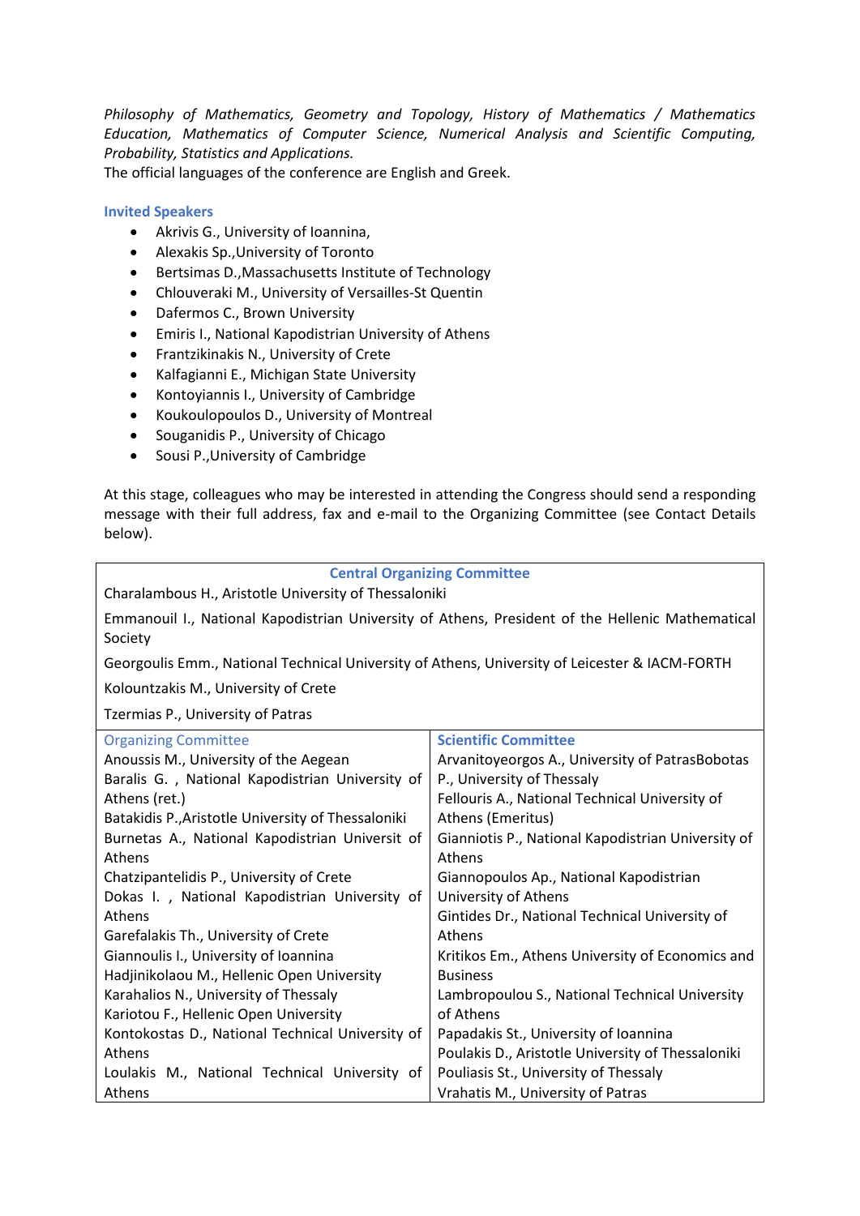*Philosophy of Mathematics, Geometry and Topology, History of Mathematics / Mathematics Education, Mathematics of Computer Science, Numerical Analysis and Scientific Computing, Probability, Statistics and Applications.*

The official languages of the conference are English and Greek.

### Invited Speakers

- Akrivis G., University of Ioannina,
- Alexakis Sp.,University of Toronto
- Bertsimas D.,Massachusetts Institute of Technology
- Chlouveraki M., University of Versailles-St Quentin
- Dafermos C., Brown University
- Emiris I., National Kapodistrian University of Athens
- Frantzikinakis N., University of Crete
- Kalfagianni E., Michigan State University
- Kontoyiannis I., University of Cambridge
- Koukoulopoulos D., University of Montreal
- Souganidis P., University of Chicago
- Sousi P.,University of Cambridge

At this stage, colleagues who may be interested in attending the Congress should send a responding message with their full address, fax and e-mail to the Organizing Committee (see Contact Details below).

### Central Organizing Committee

Charalambous H., Aristotle University of Thessaloniki

Emmanouil I., National Kapodistrian University of Athens, President of the Hellenic Mathematical Society

Georgoulis Emm., National Technical University of Athens, University of Leicester & IACM-FORTH

Kolountzakis M., University of Crete

Tzermias P., University of Patras

| Organizing Committee | Scientific Committee |
|---|---|
| Anoussis M., University of the Aegean | Arvanitoyeorgos A., University of PatrasBobotas P., University of Thessaly |
| Baralis G. , National Kapodistrian University of Athens (ret.) | Fellouris A., National Technical University of Athens (Emeritus) |
| Batakidis P.,Aristotle University of Thessaloniki | Gianniotis P., National Kapodistrian University of Athens |
| Burnetas A., National Kapodistrian Universit of Athens | Giannopoulos Ap., National Kapodistrian University of Athens |
| Chatzipantelidis P., University of Crete | Gintides Dr., National Technical University of Athens |
| Dokas I. , National Kapodistrian University of Athens | Kritikos Em., Athens University of Economics and Business |
| Garefalakis Th., University of Crete | Lambropoulou S., National Technical University of Athens |
| Giannoulis I., University of Ioannina | Papadakis St., University of Ioannina |
| Hadjinikolaou M., Hellenic Open University | Poulakis D., Aristotle University of Thessaloniki |
| Karahalios N., University of Thessaly | Pouliasis St., University of Thessaly |
| Kariotou F., Hellenic Open University | Vrahatis M., University of Patras |
| Kontokostas D., National Technical University of Athens | |
| Loulakis M., National Technical University of Athens | |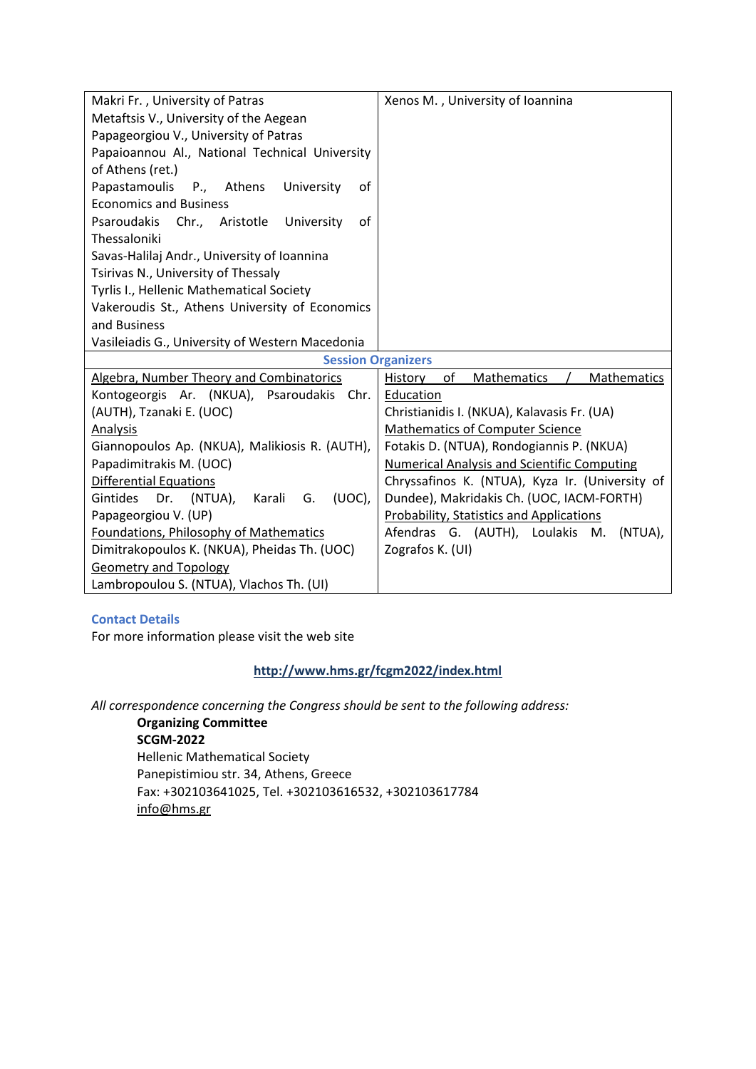| | |
|---|---|
| Makri Fr. , University of Patras<br>Metaftsis V., University of the Aegean<br>Papageorgiou V., University of Patras<br>Papaioannou Al., National Technical University of Athens (ret.)<br>Papastamoulis P., Athens University of Economics and Business<br>Psaroudakis Chr., Aristotle University of Thessaloniki<br>Savas-Halilaj Andr., University of Ioannina<br>Tsirivas N., University of Thessaly<br>Tyrlis I., Hellenic Mathematical Society<br>Vakeroudis St., Athens University of Economics and Business<br>Vasileiadis G., University of Western Macedonia | Xenos M. , University of Ioannina |
| **Session Organizers** | |
| Algebra, Number Theory and Combinatorics<br>Kontogeorgis Ar. (NKUA), Psaroudakis Chr. (AUTH), Tzanaki E. (UOC)<br>Analysis<br>Giannopoulos Ap. (NKUA), Malikiosis R. (AUTH), Papadimitrakis M. (UOC)<br>Differential Equations<br>Gintides Dr. (NTUA), Karali G. (UOC), Papageorgiou V. (UP)<br>Foundations, Philosophy of Mathematics<br>Dimitrakopoulos K. (NKUA), Pheidas Th. (UOC)<br>Geometry and Topology<br>Lambropoulou S. (NTUA), Vlachos Th. (UI) | History of Mathematics / Mathematics Education<br>Christianidis I. (NKUA), Kalavasis Fr. (UA)<br>Mathematics of Computer Science<br>Fotakis D. (NTUA), Rondogiannis P. (NKUA)<br>Numerical Analysis and Scientific Computing<br>Chryssafinos K. (NTUA), Kyza Ir. (University of Dundee), Makridakis Ch. (UOC, IACM-FORTH)<br>Probability, Statistics and Applications<br>Afendras G. (AUTH), Loulakis M. (NTUA), Zografos K. (UI) |

## Contact Details

For more information please visit the web site

**http://www.hms.gr/fcgm2022/index.html**

*All correspondence concerning the Congress should be sent to the following address:*

**Organizing Committee**
**SCGM-2022**
Hellenic Mathematical Society
Panepistimiou str. 34, Athens, Greece
Fax: +302103641025, Tel. +302103616532, +302103617784
info@hms.gr